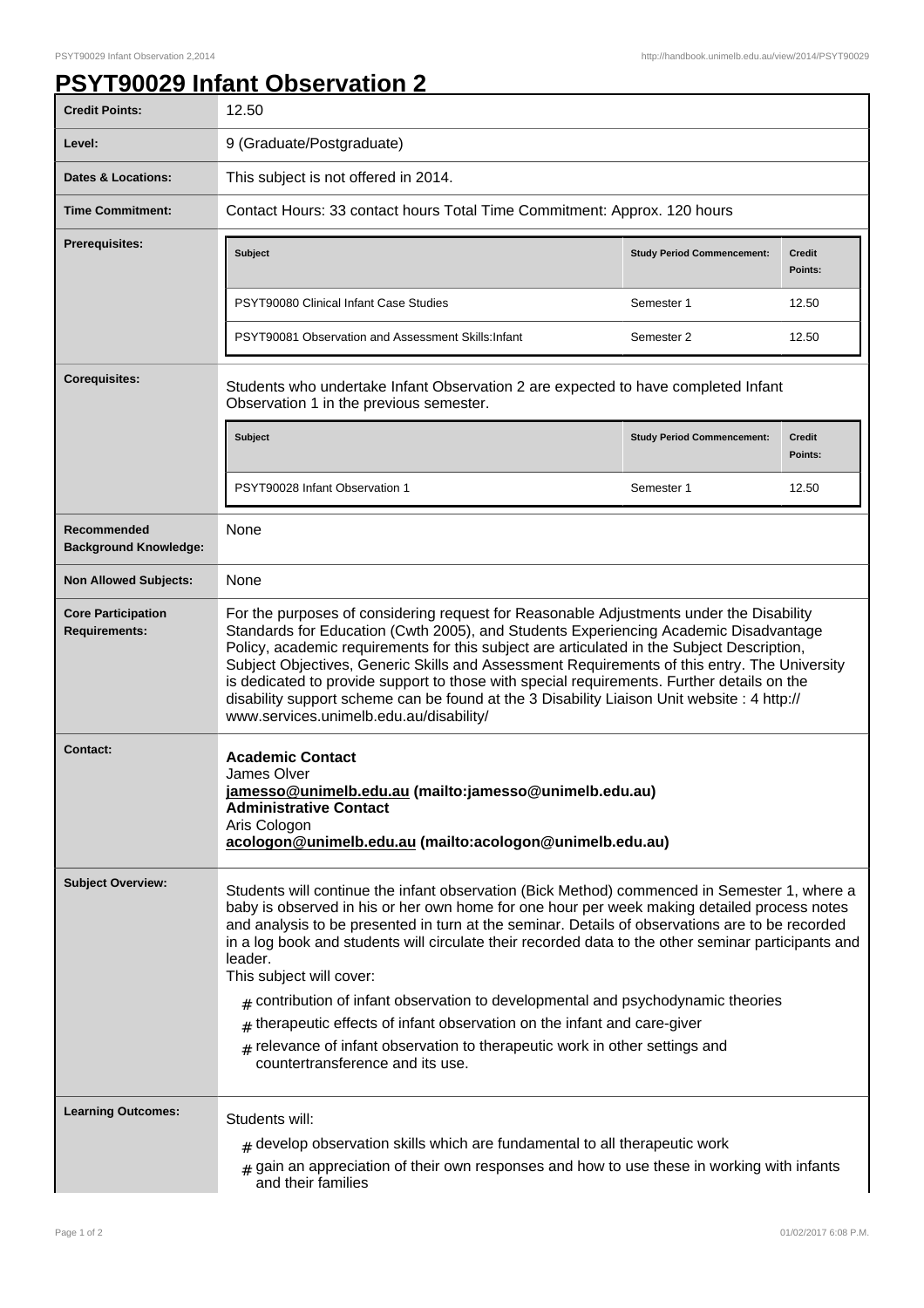# PSYT90029 Infant Observation 2

| | |
|---|---|
| **Credit Points:** | 12.50 |
| **Level:** | 9 (Graduate/Postgraduate) |
| **Dates & Locations:** | This subject is not offered in 2014. |
| **Time Commitment:** | Contact Hours: 33 contact hours Total Time Commitment: Approx. 120 hours |

**Prerequisites:**

| Subject | Study Period Commencement: | Credit Points: |
|---|---|---|
| PSYT90080 Clinical Infant Case Studies | Semester 1 | 12.50 |
| PSYT90081 Observation and Assessment Skills:Infant | Semester 2 | 12.50 |

**Corequisites:**

Students who undertake Infant Observation 2 are expected to have completed Infant Observation 1 in the previous semester.

| Subject | Study Period Commencement: | Credit Points: |
|---|---|---|
| PSYT90028 Infant Observation 1 | Semester 1 | 12.50 |

**Recommended Background Knowledge:** None

**Non Allowed Subjects:** None

**Core Participation Requirements:**

For the purposes of considering request for Reasonable Adjustments under the Disability Standards for Education (Cwth 2005), and Students Experiencing Academic Disadvantage Policy, academic requirements for this subject are articulated in the Subject Description, Subject Objectives, Generic Skills and Assessment Requirements of this entry. The University is dedicated to provide support to those with special requirements. Further details on the disability support scheme can be found at the 3 Disability Liaison Unit website : 4 http:// www.services.unimelb.edu.au/disability/

**Contact:**

**Academic Contact**
James Olver
**jamesso@unimelb.edu.au (mailto:jamesso@unimelb.edu.au)**
**Administrative Contact**
Aris Cologon
**acologon@unimelb.edu.au (mailto:acologon@unimelb.edu.au)**

**Subject Overview:**

Students will continue the infant observation (Bick Method) commenced in Semester 1, where a baby is observed in his or her own home for one hour per week making detailed process notes and analysis to be presented in turn at the seminar. Details of observations are to be recorded in a log book and students will circulate their recorded data to the other seminar participants and leader.
This subject will cover:

- contribution of infant observation to developmental and psychodynamic theories
- therapeutic effects of infant observation on the infant and care-giver
- relevance of infant observation to therapeutic work in other settings and countertransference and its use.

**Learning Outcomes:**

Students will:

- develop observation skills which are fundamental to all therapeutic work
- gain an appreciation of their own responses and how to use these in working with infants and their families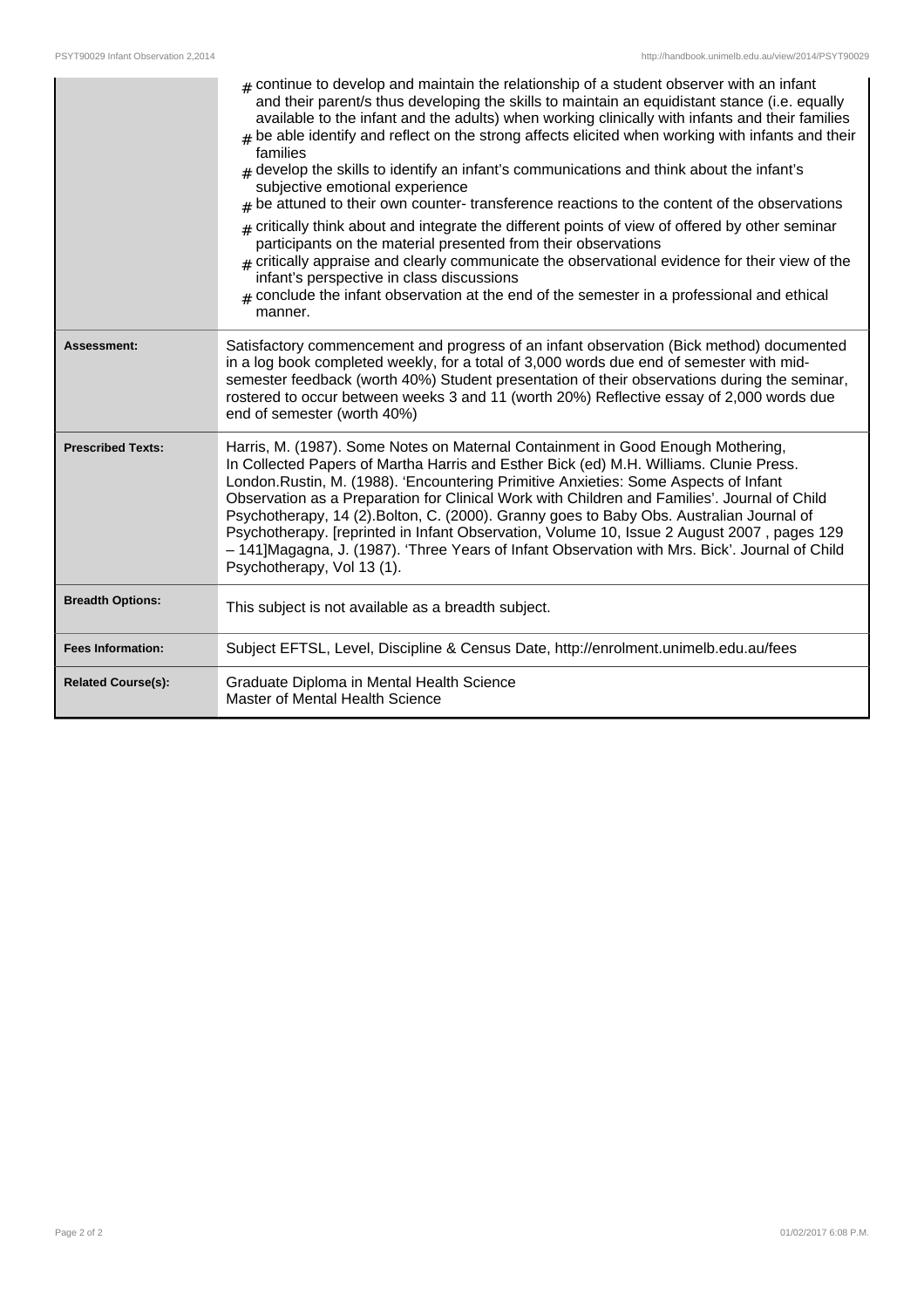| | |
|---|---|
| | # continue to develop and maintain the relationship of a student observer with an infant and their parent/s thus developing the skills to maintain an equidistant stance (i.e. equally available to the infant and the adults) when working clinically with infants and their families<br># be able identify and reflect on the strong affects elicited when working with infants and their families<br># develop the skills to identify an infant's communications and think about the infant's subjective emotional experience<br># be attuned to their own counter- transference reactions to the content of the observations<br># critically think about and integrate the different points of view of offered by other seminar participants on the material presented from their observations<br># critically appraise and clearly communicate the observational evidence for their view of the infant's perspective in class discussions<br># conclude the infant observation at the end of the semester in a professional and ethical manner. |
| **Assessment:** | Satisfactory commencement and progress of an infant observation (Bick method) documented in a log book completed weekly, for a total of 3,000 words due end of semester with mid-semester feedback (worth 40%) Student presentation of their observations during the seminar, rostered to occur between weeks 3 and 11 (worth 20%) Reflective essay of 2,000 words due end of semester (worth 40%) |
| **Prescribed Texts:** | Harris, M. (1987). Some Notes on Maternal Containment in Good Enough Mothering, In Collected Papers of Martha Harris and Esther Bick (ed) M.H. Williams. Clunie Press. London.Rustin, M. (1988). 'Encountering Primitive Anxieties: Some Aspects of Infant Observation as a Preparation for Clinical Work with Children and Families'. Journal of Child Psychotherapy, 14 (2).Bolton, C. (2000). Granny goes to Baby Obs. Australian Journal of Psychotherapy. [reprinted in Infant Observation, Volume 10, Issue 2 August 2007 , pages 129 – 141]Magagna, J. (1987). 'Three Years of Infant Observation with Mrs. Bick'. Journal of Child Psychotherapy, Vol 13 (1). |
| **Breadth Options:** | This subject is not available as a breadth subject. |
| **Fees Information:** | Subject EFTSL, Level, Discipline & Census Date, http://enrolment.unimelb.edu.au/fees |
| **Related Course(s):** | Graduate Diploma in Mental Health Science<br>Master of Mental Health Science |